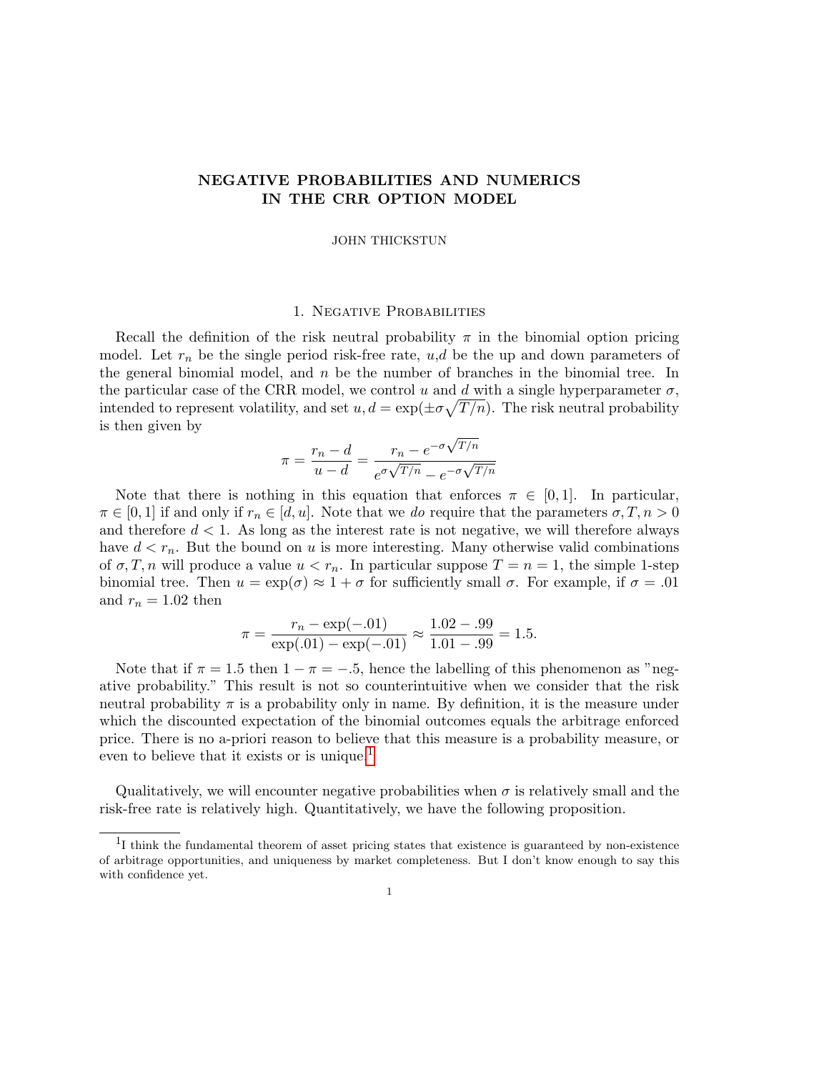# NEGATIVE PROBABILITIES AND NUMERICS IN THE CRR OPTION MODEL

JOHN THICKSTUN

## 1. Negative Probabilities

Recall the definition of the risk neutral probability $\pi$ in the binomial option pricing model. Let $r_n$ be the single period risk-free rate, $u$,$d$ be the up and down parameters of the general binomial model, and $n$ be the number of branches in the binomial tree. In the particular case of the CRR model, we control $u$ and $d$ with a single hyperparameter $\sigma$, intended to represent volatility, and set $u, d = \exp(\pm\sigma\sqrt{T/n})$. The risk neutral probability is then given by

$$\pi = \frac{r_n - d}{u - d} = \frac{r_n - e^{-\sigma\sqrt{T/n}}}{e^{\sigma\sqrt{T/n}} - e^{-\sigma\sqrt{T/n}}}$$

Note that there is nothing in this equation that enforces $\pi \in [0, 1]$. In particular, $\pi \in [0, 1]$ if and only if $r_n \in [d, u]$. Note that we *do* require that the parameters $\sigma, T, n > 0$ and therefore $d < 1$. As long as the interest rate is not negative, we will therefore always have $d < r_n$. But the bound on $u$ is more interesting. Many otherwise valid combinations of $\sigma, T, n$ will produce a value $u < r_n$. In particular suppose $T = n = 1$, the simple 1-step binomial tree. Then $u = \exp(\sigma) \approx 1 + \sigma$ for sufficiently small $\sigma$. For example, if $\sigma = .01$ and $r_n = 1.02$ then

$$\pi = \frac{r_n - \exp(-.01)}{\exp(.01) - \exp(-.01)} \approx \frac{1.02 - .99}{1.01 - .99} = 1.5.$$

Note that if $\pi = 1.5$ then $1 - \pi = -.5$, hence the labelling of this phenomenon as "negative probability." This result is not so counterintuitive when we consider that the risk neutral probability $\pi$ is a probability only in name. By definition, it is the measure under which the discounted expectation of the binomial outcomes equals the arbitrage enforced price. There is no a-priori reason to believe that this measure is a probability measure, or even to believe that it exists or is unique.[1]

Qualitatively, we will encounter negative probabilities when $\sigma$ is relatively small and the risk-free rate is relatively high. Quantitatively, we have the following proposition.

[1] I think the fundamental theorem of asset pricing states that existence is guaranteed by non-existence of arbitrage opportunities, and uniqueness by market completeness. But I don't know enough to say this with confidence yet.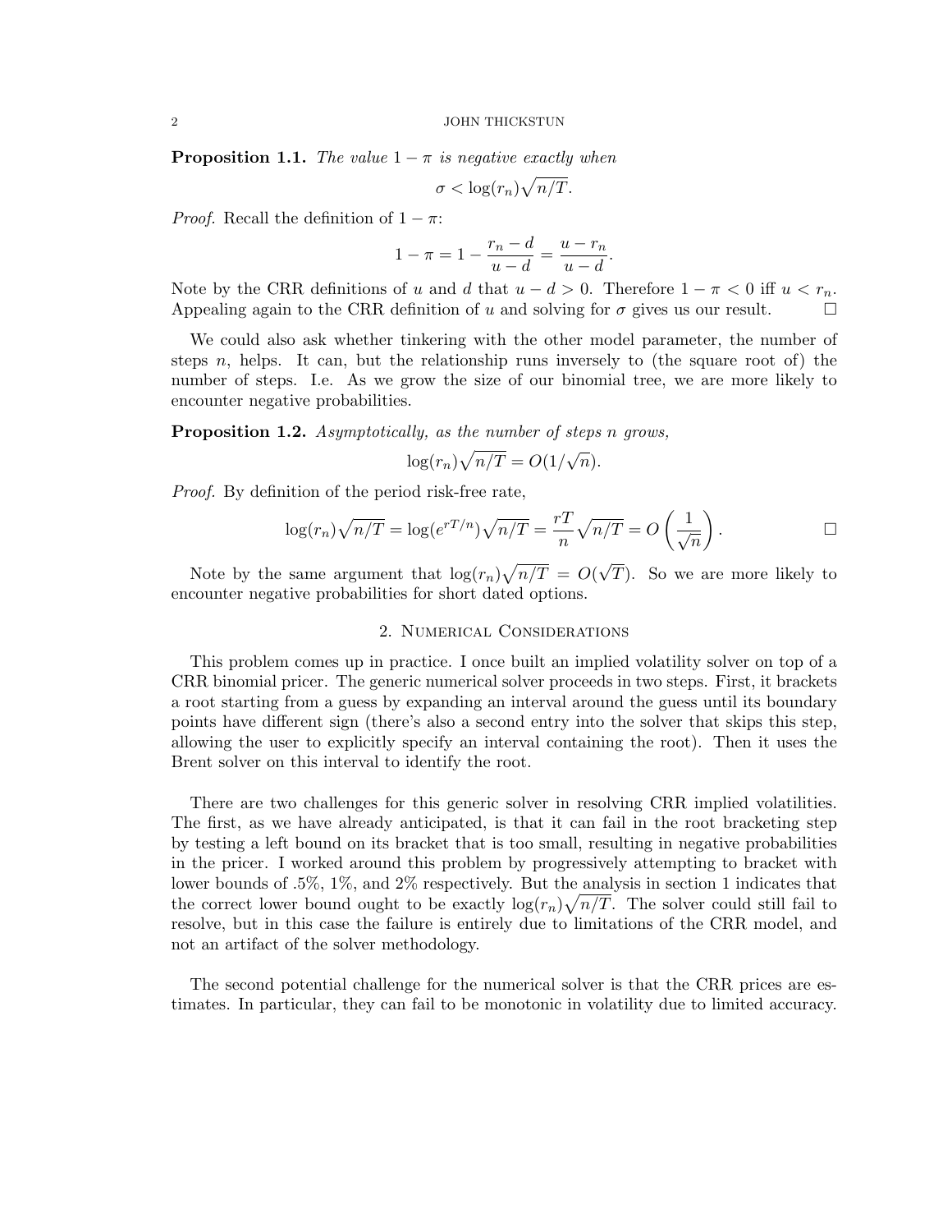**Proposition 1.1.** *The value* $1 - \pi$ *is negative exactly when*

$$\sigma < \log(r_n)\sqrt{n/T}.$$

*Proof.* Recall the definition of $1 - \pi$:

$$1 - \pi = 1 - \frac{r_n - d}{u - d} = \frac{u - r_n}{u - d}.$$

Note by the CRR definitions of $u$ and $d$ that $u - d > 0$. Therefore $1 - \pi < 0$ iff $u < r_n$. Appealing again to the CRR definition of $u$ and solving for $\sigma$ gives us our result. $\square$

We could also ask whether tinkering with the other model parameter, the number of steps $n$, helps. It can, but the relationship runs inversely to (the square root of) the number of steps. I.e. As we grow the size of our binomial tree, we are more likely to encounter negative probabilities.

**Proposition 1.2.** *Asymptotically, as the number of steps n grows,*

$$\log(r_n)\sqrt{n/T} = O(1/\sqrt{n}).$$

*Proof.* By definition of the period risk-free rate,

$$\log(r_n)\sqrt{n/T} = \log(e^{rT/n})\sqrt{n/T} = \frac{rT}{n}\sqrt{n/T} = O\left(\frac{1}{\sqrt{n}}\right). \qquad \square$$

Note by the same argument that $\log(r_n)\sqrt{n/T} = O(\sqrt{T})$. So we are more likely to encounter negative probabilities for short dated options.

## 2. Numerical Considerations

This problem comes up in practice. I once built an implied volatility solver on top of a CRR binomial pricer. The generic numerical solver proceeds in two steps. First, it brackets a root starting from a guess by expanding an interval around the guess until its boundary points have different sign (there's also a second entry into the solver that skips this step, allowing the user to explicitly specify an interval containing the root). Then it uses the Brent solver on this interval to identify the root.

There are two challenges for this generic solver in resolving CRR implied volatilities. The first, as we have already anticipated, is that it can fail in the root bracketing step by testing a left bound on its bracket that is too small, resulting in negative probabilities in the pricer. I worked around this problem by progressively attempting to bracket with lower bounds of .5%, 1%, and 2% respectively. But the analysis in section 1 indicates that the correct lower bound ought to be exactly $\log(r_n)\sqrt{n/T}$. The solver could still fail to resolve, but in this case the failure is entirely due to limitations of the CRR model, and not an artifact of the solver methodology.

The second potential challenge for the numerical solver is that the CRR prices are estimates. In particular, they can fail to be monotonic in volatility due to limited accuracy.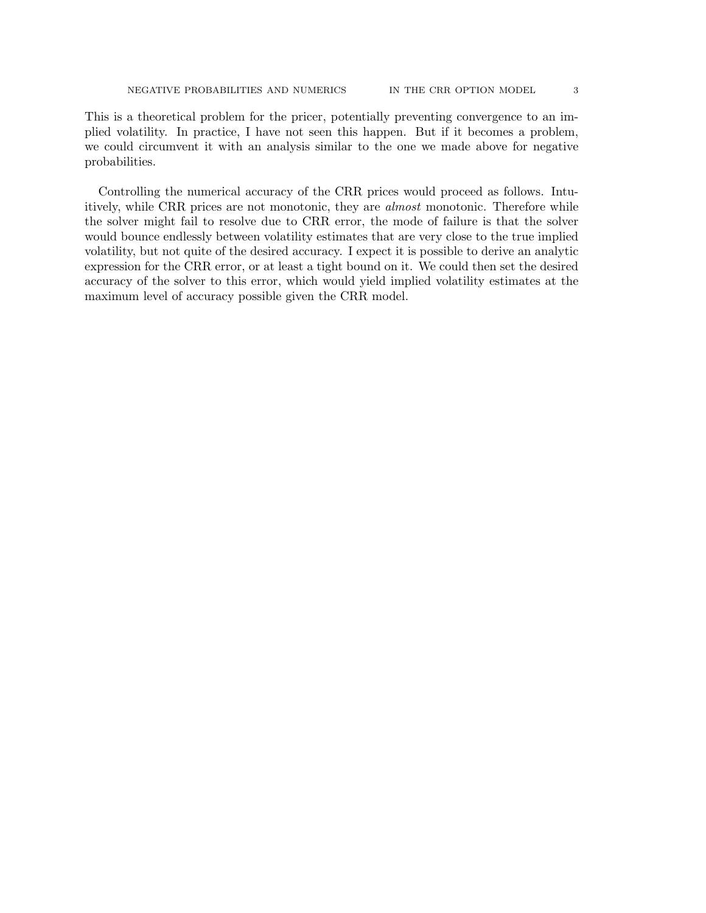This is a theoretical problem for the pricer, potentially preventing convergence to an implied volatility. In practice, I have not seen this happen. But if it becomes a problem, we could circumvent it with an analysis similar to the one we made above for negative probabilities.

Controlling the numerical accuracy of the CRR prices would proceed as follows. Intuitively, while CRR prices are not monotonic, they are *almost* monotonic. Therefore while the solver might fail to resolve due to CRR error, the mode of failure is that the solver would bounce endlessly between volatility estimates that are very close to the true implied volatility, but not quite of the desired accuracy. I expect it is possible to derive an analytic expression for the CRR error, or at least a tight bound on it. We could then set the desired accuracy of the solver to this error, which would yield implied volatility estimates at the maximum level of accuracy possible given the CRR model.